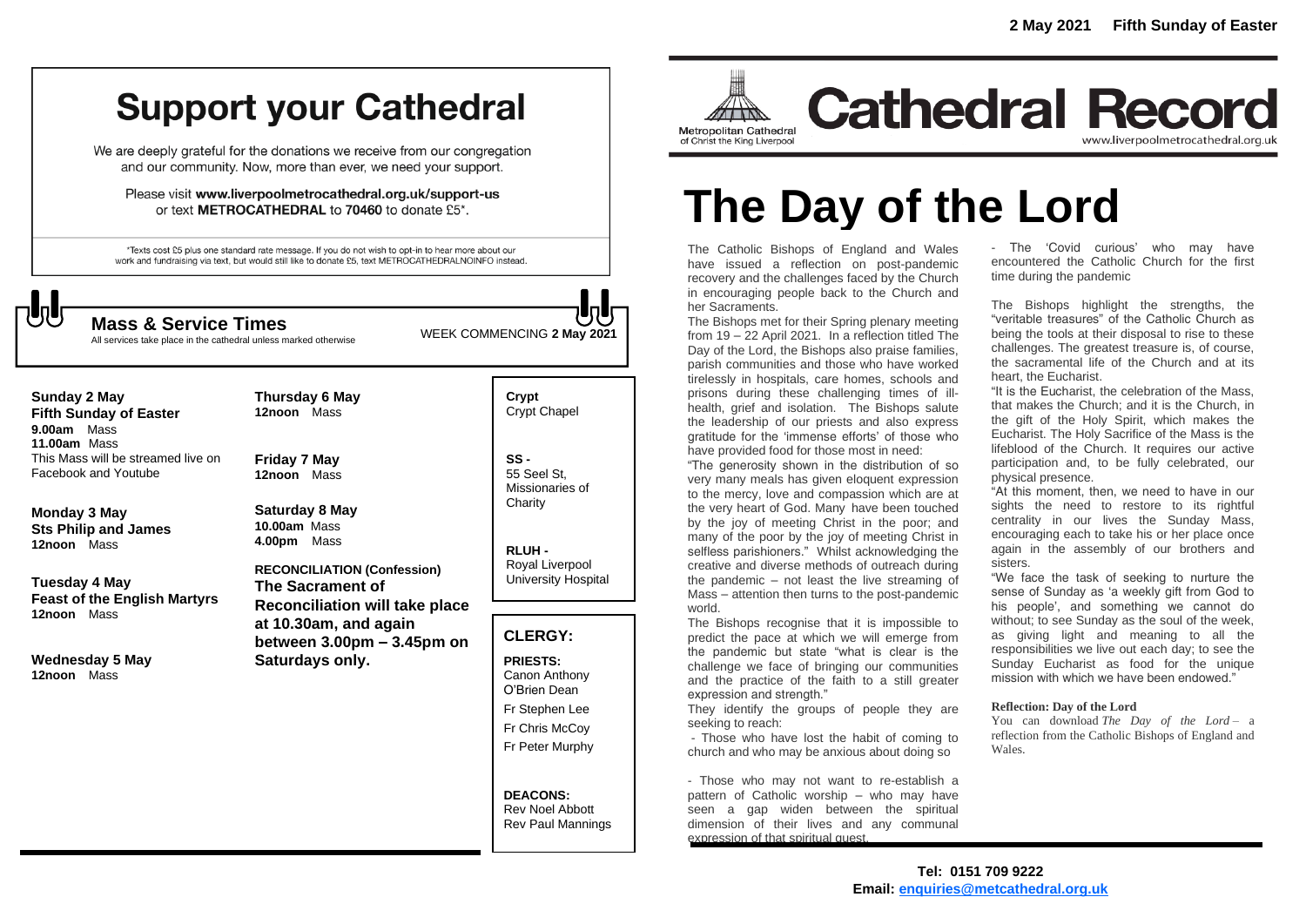# Support your Cathedral

We are deeply grateful for the donations we receive from our congregation and our community. Now, more than ever, we need your support.

Please visit **www.liverpoolmetrocathedral.org.uk/support-us** or text **METROCATHEDRAL** to **70460** to donate £5*.

*Texts cost £5 plus one standard rate message. If you do not wish to opt-in to hear more about our work and fundraising via text, but would still like to donate £5, text METROCATHEDRALNOINFO instead.

## Mass & Service Times

All services take place in the cathedral unless marked otherwise

WEEK COMMENCING **2 May 2021**

**Sunday 2 May**
**Fifth Sunday of Easter**
**9.00am** Mass
**11.00am** Mass
This Mass will be streamed live on Facebook and Youtube

**Monday 3 May**
**Sts Philip and James**
**12noon** Mass

**Tuesday 4 May**
**Feast of the English Martyrs**
**12noon** Mass

**Wednesday 5 May**
**12noon** Mass

**Thursday 6 May**
**12noon** Mass

**Friday 7 May**
**12noon** Mass

**Saturday 8 May**
**10.00am** Mass
**4.00pm** Mass

**RECONCILIATION (Confession)**
**The Sacrament of Reconciliation will take place at 10.30am, and again between 3.00pm – 3.45pm on Saturdays only.**

**Crypt**
Crypt Chapel

**SS -**
55 Seel St, Missionaries of Charity

**RLUH -**
Royal Liverpool University Hospital

## CLERGY:

**PRIESTS:**
Canon Anthony O'Brien Dean
Fr Stephen Lee
Fr Chris McCoy
Fr Peter Murphy

**DEACONS:**
Rev Noel Abbott
Rev Paul Mannings

**2 May 2021 Fifth Sunday of Easter**

Metropolitan Cathedral of Christ the King Liverpool

# Cathedral Record

www.liverpoolmetrocathedral.org.uk

# The Day of the Lord

The Catholic Bishops of England and Wales have issued a reflection on post-pandemic recovery and the challenges faced by the Church in encouraging people back to the Church and her Sacraments.

The Bishops met for their Spring plenary meeting from 19 – 22 April 2021. In a reflection titled The Day of the Lord, the Bishops also praise families, parish communities and those who have worked tirelessly in hospitals, care homes, schools and prisons during these challenging times of ill-health, grief and isolation. The Bishops salute the leadership of our priests and also express gratitude for the 'immense efforts' of those who have provided food for those most in need:

"The generosity shown in the distribution of so very many meals has given eloquent expression to the mercy, love and compassion which are at the very heart of God. Many have been touched by the joy of meeting Christ in the poor; and many of the poor by the joy of meeting Christ in selfless parishioners." Whilst acknowledging the creative and diverse methods of outreach during the pandemic – not least the live streaming of Mass – attention then turns to the post-pandemic world.

The Bishops recognise that it is impossible to predict the pace at which we will emerge from the pandemic but state "what is clear is the challenge we face of bringing our communities and the practice of the faith to a still greater expression and strength."

They identify the groups of people they are seeking to reach:

- Those who have lost the habit of coming to church and who may be anxious about doing so

- Those who may not want to re-establish a pattern of Catholic worship – who may have seen a gap widen between the spiritual dimension of their lives and any communal expression of that spiritual quest.

- The 'Covid curious' who may have encountered the Catholic Church for the first time during the pandemic

The Bishops highlight the strengths, the "veritable treasures" of the Catholic Church as being the tools at their disposal to rise to these challenges. The greatest treasure is, of course, the sacramental life of the Church and at its heart, the Eucharist.

"It is the Eucharist, the celebration of the Mass, that makes the Church; and it is the Church, in the gift of the Holy Spirit, which makes the Eucharist. The Holy Sacrifice of the Mass is the lifeblood of the Church. It requires our active participation and, to be fully celebrated, our physical presence.

"At this moment, then, we need to have in our sights the need to restore to its rightful centrality in our lives the Sunday Mass, encouraging each to take his or her place once again in the assembly of our brothers and sisters.

"We face the task of seeking to nurture the sense of Sunday as 'a weekly gift from God to his people', and something we cannot do without; to see Sunday as the soul of the week, as giving light and meaning to all the responsibilities we live out each day; to see the Sunday Eucharist as food for the unique mission with which we have been endowed."

**Reflection: Day of the Lord**

You can download *The Day of the Lord* – a reflection from the Catholic Bishops of England and Wales.

**Tel: 0151 709 9222**
**Email: enquiries@metcathedral.org.uk**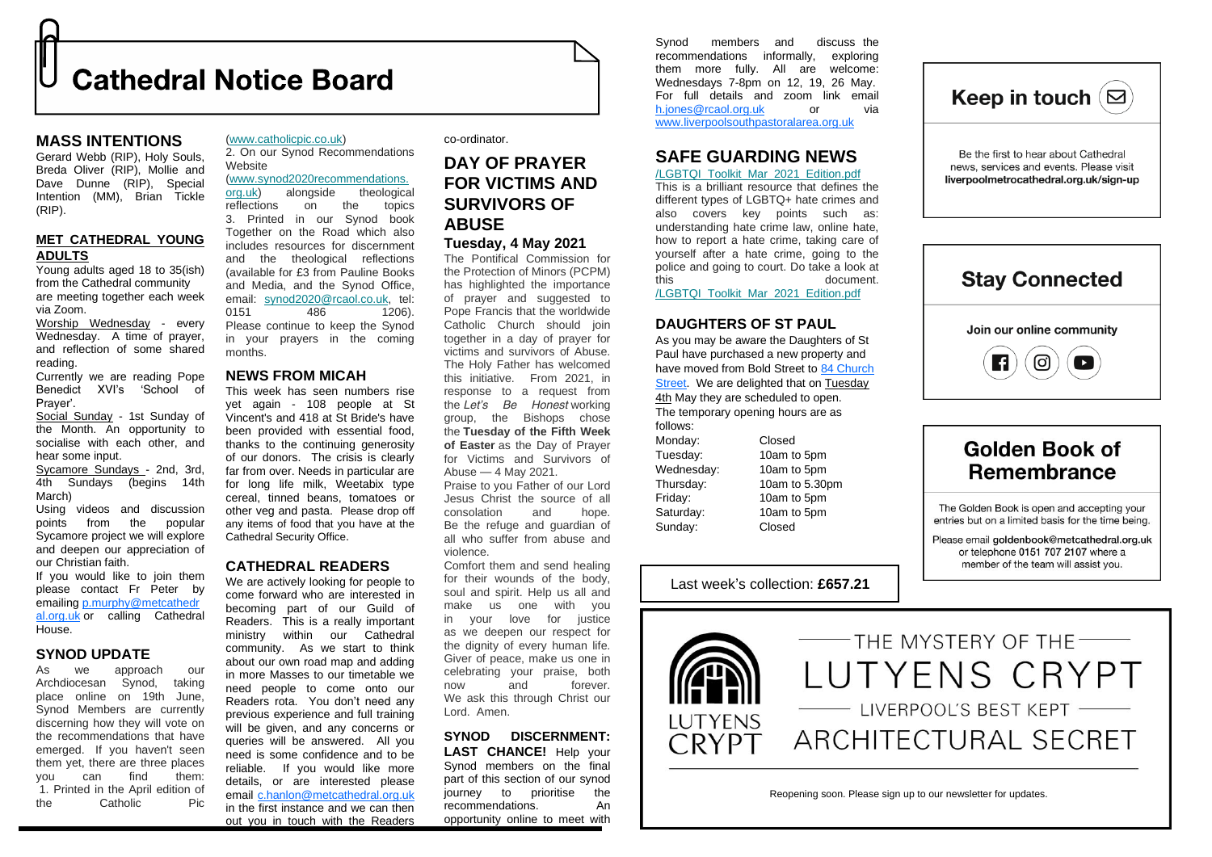# Cathedral Notice Board

## MASS INTENTIONS

Gerard Webb (RIP), Holy Souls, Breda Oliver (RIP), Mollie and Dave Dunne (RIP), Special Intention (MM), Brian Tickle (RIP).

### MET CATHEDRAL YOUNG ADULTS

Young adults aged 18 to 35(ish) from the Cathedral community are meeting together each week via Zoom.

Worship Wednesday - every Wednesday. A time of prayer, and reflection of some shared reading.

Currently we are reading Pope Benedict XVI's 'School of Prayer'.

Social Sunday - 1st Sunday of the Month. An opportunity to socialise with each other, and hear some input.

Sycamore Sundays - 2nd, 3rd, 4th Sundays (begins 14th March)

Using videos and discussion points from the popular Sycamore project we will explore and deepen our appreciation of our Christian faith.

If you would like to join them please contact Fr Peter by emailing p.murphy@metcathedral.org.uk or calling Cathedral House.

## SYNOD UPDATE

As we approach our Archdiocesan Synod, taking place online on 19th June, Synod Members are currently discerning how they will vote on the recommendations that have emerged. If you haven't seen them yet, there are three places you can find them:

1. Printed in the April edition of the Catholic Pic (www.catholicpic.co.uk)
2. On our Synod Recommendations Website (www.synod2020recommendations.org.uk) alongside theological reflections on the topics
3. Printed in our Synod book Together on the Road which also includes resources for discernment and the theological reflections (available for £3 from Pauline Books and Media, and the Synod Office, email: synod2020@rcaol.co.uk, tel: 0151 486 1206).

Please continue to keep the Synod in your prayers in the coming months.

## NEWS FROM MICAH

This week has seen numbers rise yet again - 108 people at St Vincent's and 418 at St Bride's have been provided with essential food, thanks to the continuing generosity of our donors. The crisis is clearly far from over. Needs in particular are for long life milk, Weetabix type cereal, tinned beans, tomatoes or other veg and pasta. Please drop off any items of food that you have at the Cathedral Security Office.

## CATHEDRAL READERS

We are actively looking for people to come forward who are interested in becoming part of our Guild of Readers. This is a really important ministry within our Cathedral community. As we start to think about our own road map and adding in more Masses to our timetable we need people to come onto our Readers rota. You don't need any previous experience and full training will be given, and any concerns or queries will be answered. All you need is some confidence and to be reliable. If you would like more details, or are interested please email c.hanlon@metcathedral.org.uk in the first instance and we can then out you in touch with the Readers co-ordinator.

## DAY OF PRAYER FOR VICTIMS AND SURVIVORS OF ABUSE

### Tuesday, 4 May 2021

The Pontifical Commission for the Protection of Minors (PCPM) has highlighted the importance of prayer and suggested to Pope Francis that the worldwide Catholic Church should join together in a day of prayer for victims and survivors of Abuse. The Holy Father has welcomed this initiative. From 2021, in response to a request from the *Let's Be Honest* working group, the Bishops chose the **Tuesday of the Fifth Week of Easter** as the Day of Prayer for Victims and Survivors of Abuse — 4 May 2021.

Praise to you Father of our Lord Jesus Christ the source of all consolation and hope. Be the refuge and guardian of all who suffer from abuse and violence.

Comfort them and send healing for their wounds of the body, soul and spirit. Help us all and make us one with you in your love for justice as we deepen our respect for the dignity of every human life. Giver of peace, make us one in celebrating your praise, both now and forever. We ask this through Christ our Lord. Amen.

**SYNOD DISCERNMENT: LAST CHANCE!** Help your Synod members on the final part of this section of our synod journey to prioritise the recommendations. An opportunity online to meet with Synod members and discuss the recommendations informally, exploring them more fully. All are welcome: Wednesdays 7-8pm on 12, 19, 26 May. For full details and zoom link email h.jones@rcaol.org.uk or via www.liverpoolsouthpastoralarea.org.uk

## SAFE GUARDING NEWS

/LGBTQI_Toolkit_Mar_2021_Edition.pdf

This is a brilliant resource that defines the different types of LGBTQ+ hate crimes and also covers key points such as: understanding hate crime law, online hate, how to report a hate crime, taking care of yourself after a hate crime, going to the police and going to court. Do take a look at this document. /LGBTQI_Toolkit_Mar_2021_Edition.pdf

## DAUGHTERS OF ST PAUL

As you may be aware the Daughters of St Paul have purchased a new property and have moved from Bold Street to 84 Church Street. We are delighted that on Tuesday 4th May they are scheduled to open. The temporary opening hours are as follows:

| | |
|---|---|
| Monday: | Closed |
| Tuesday: | 10am to 5pm |
| Wednesday: | 10am to 5pm |
| Thursday: | 10am to 5.30pm |
| Friday: | 10am to 5pm |
| Saturday: | 10am to 5pm |
| Sunday: | Closed |

Last week's collection: **£657.21**

## Keep in touch

Be the first to hear about Cathedral news, services and events. Please visit **liverpoolmetrocathedral.org.uk/sign-up**

## Stay Connected

Join our online community

## Golden Book of Remembrance

The Golden Book is open and accepting your entries but on a limited basis for the time being.

Please email **goldenbook@metcathedral.org.uk** or telephone **0151 707 2107** where a member of the team will assist you.

LUTYENS CRYPT

THE MYSTERY OF THE LUTYENS CRYPT

LIVERPOOL'S BEST KEPT ARCHITECTURAL SECRET

Reopening soon. Please sign up to our newsletter for updates.